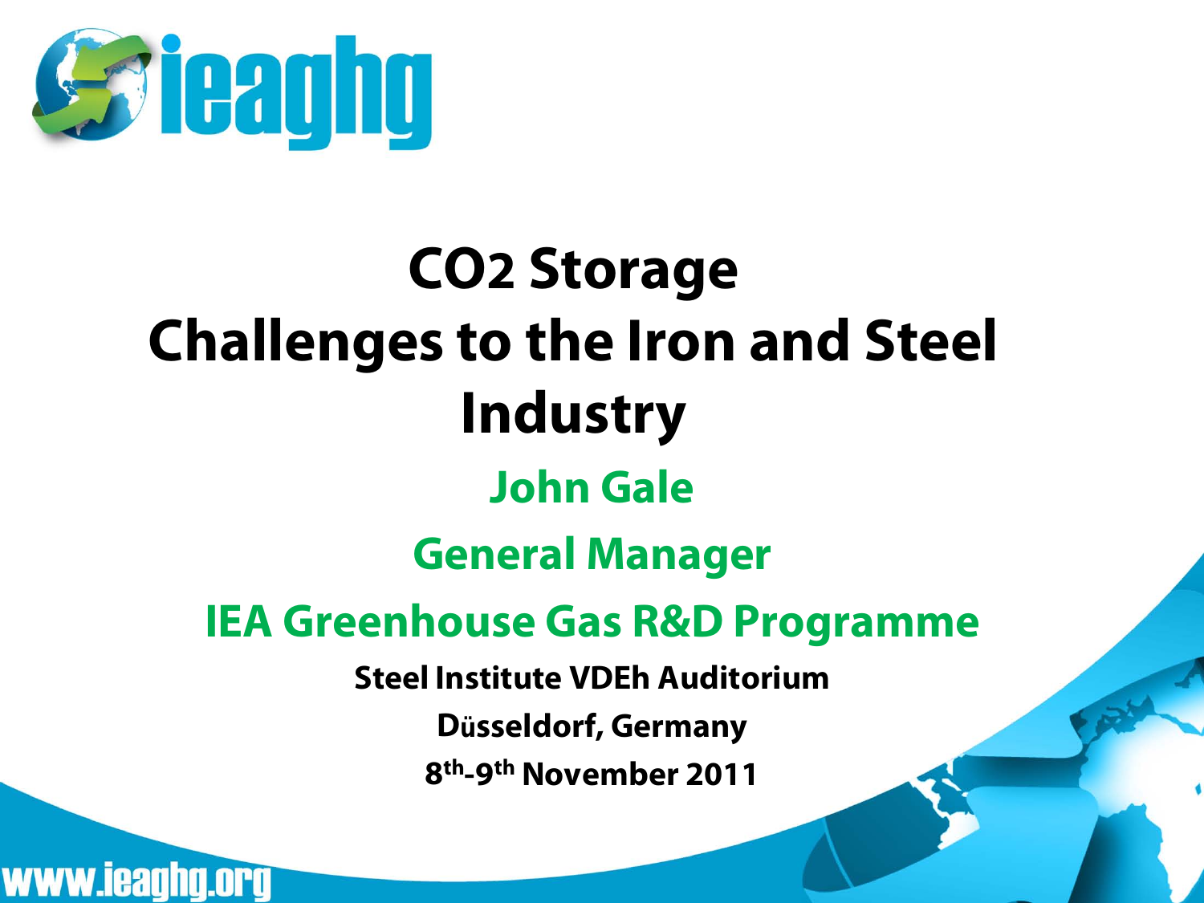# $CO_2$ Storage Challenges to the Iron and Steel Industry

**John Gale**

**General Manager**

**IEA Greenhouse Gas R&D Programme**

**Steel Institute VDEh Auditorium**

**Düsseldorf, Germany**

**8th-9th November 2011**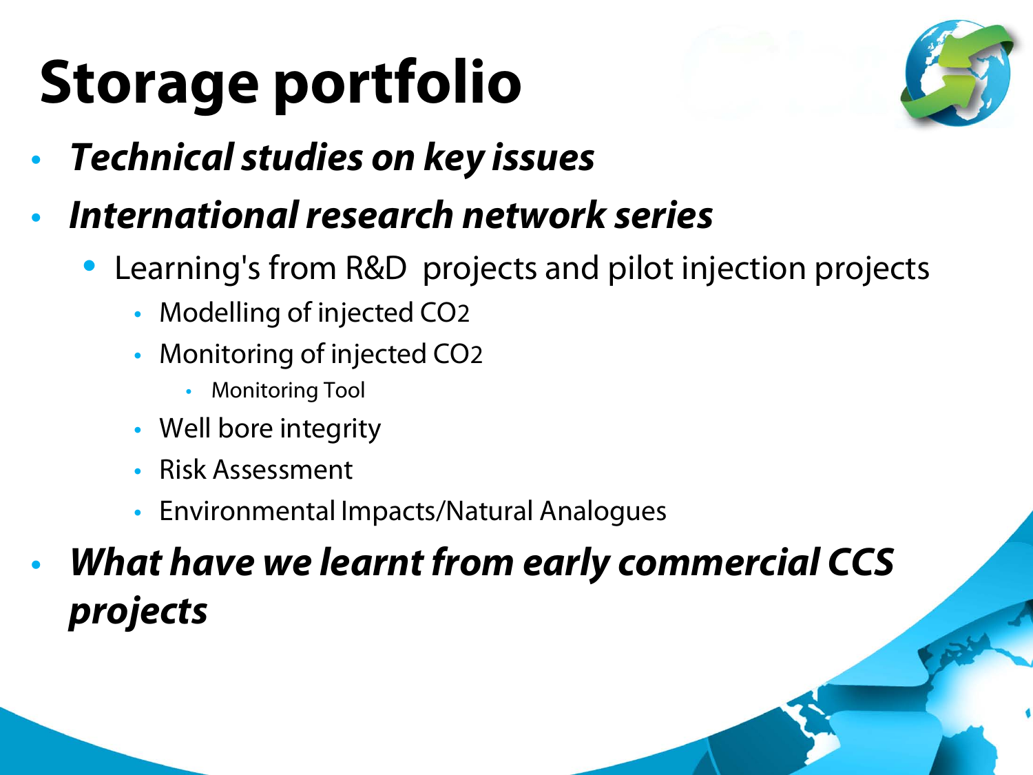# Storage portfolio

- ***Technical studies on key issues***
- ***International research network series***
  - Learning's from R&D projects and pilot injection projects
    - Modelling of injected $CO_2$
    - Monitoring of injected $CO_2$
      - Monitoring Tool
    - Well bore integrity
    - Risk Assessment
    - Environmental Impacts/Natural Analogues
- ***What have we learnt from early commercial CCS projects***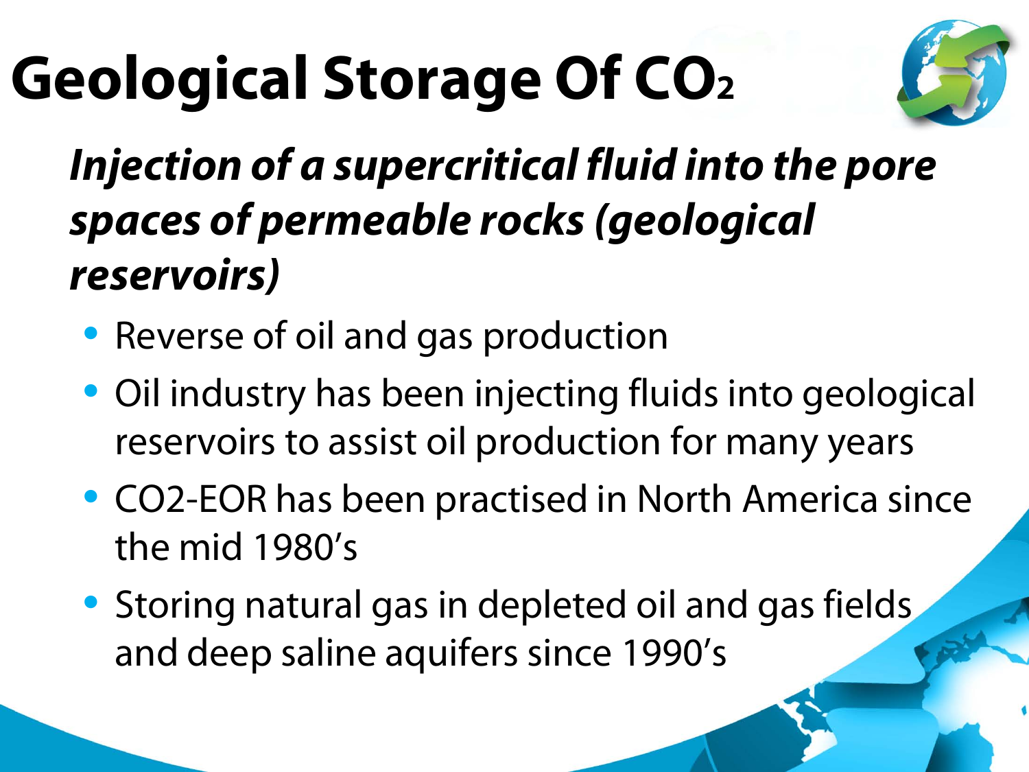# Geological Storage Of $CO_2$

***Injection of a supercritical fluid into the pore spaces of permeable rocks (geological reservoirs)***

- Reverse of oil and gas production
- Oil industry has been injecting fluids into geological reservoirs to assist oil production for many years
- CO2-EOR has been practised in North America since the mid 1980's
- Storing natural gas in depleted oil and gas fields and deep saline aquifers since 1990's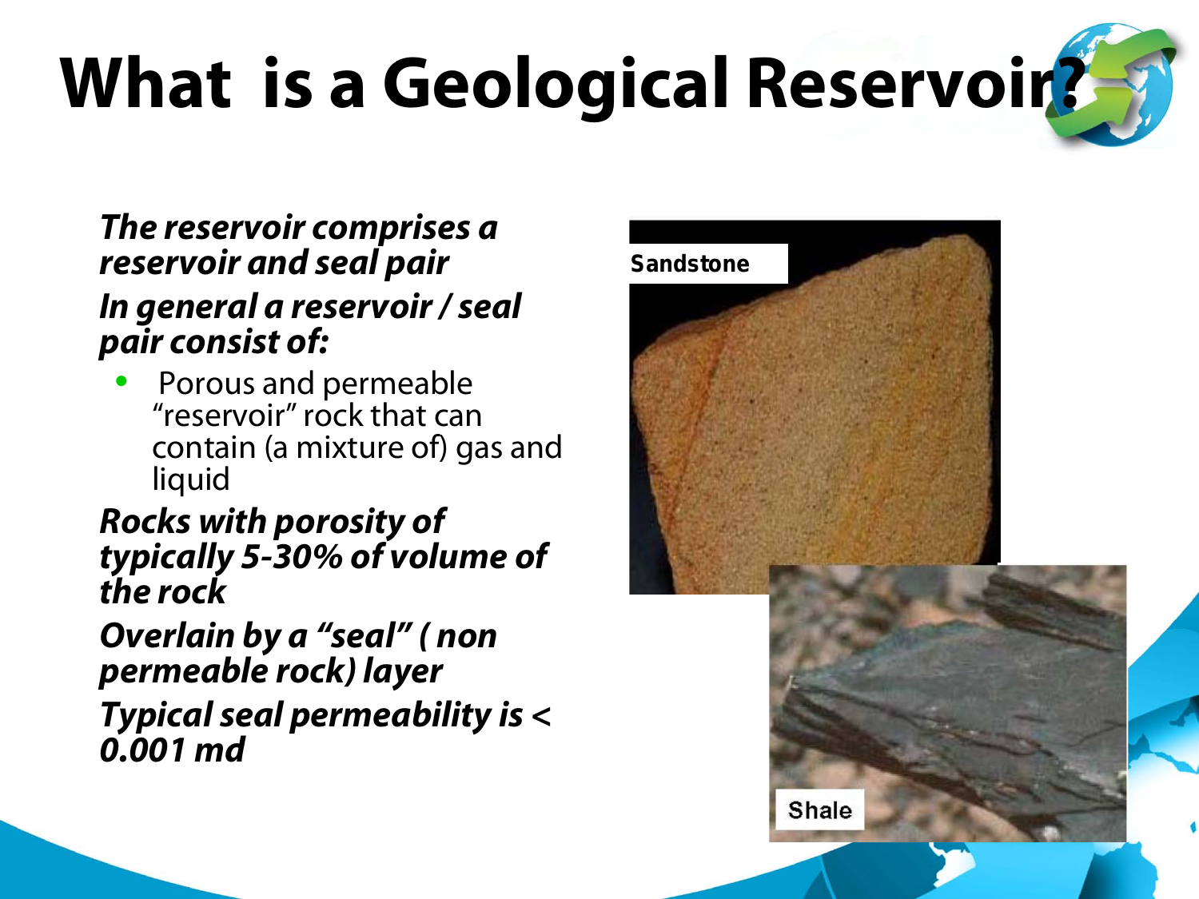# What is a Geological Reservoir?

***The reservoir comprises a reservoir and seal pair***

***In general a reservoir / seal pair consist of:***

- Porous and permeable "reservoir" rock that can contain (a mixture of) gas and liquid

***Rocks with porosity of typically 5-30% of volume of the rock***

***Overlain by a "seal" ( non permeable rock) layer***

***Typical seal permeability is < 0.001 md***

Sandstone

Shale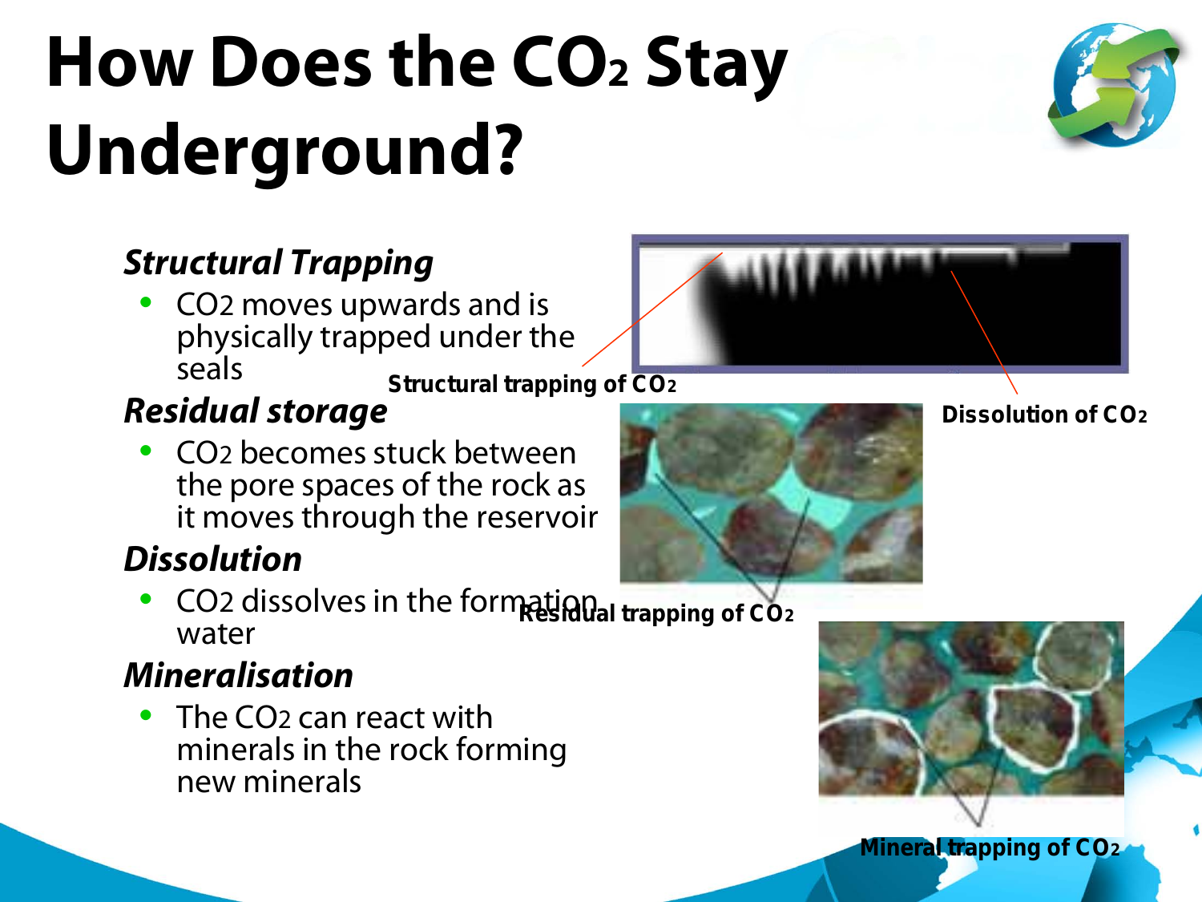# How Does the $CO_2$ Stay Underground?

***Structural Trapping***

- $CO_2$ moves upwards and is physically trapped under the seals

***Residual storage***

- $CO_2$ becomes stuck between the pore spaces of the rock as it moves through the reservoir

***Dissolution***

- $CO_2$ dissolves in the formation water

***Mineralisation***

- The $CO_2$ can react with minerals in the rock forming new minerals

**Structural trapping of $CO_2$**

**Dissolution of $CO_2$**

**Residual trapping of $CO_2$**

**Mineral trapping of $CO_2$**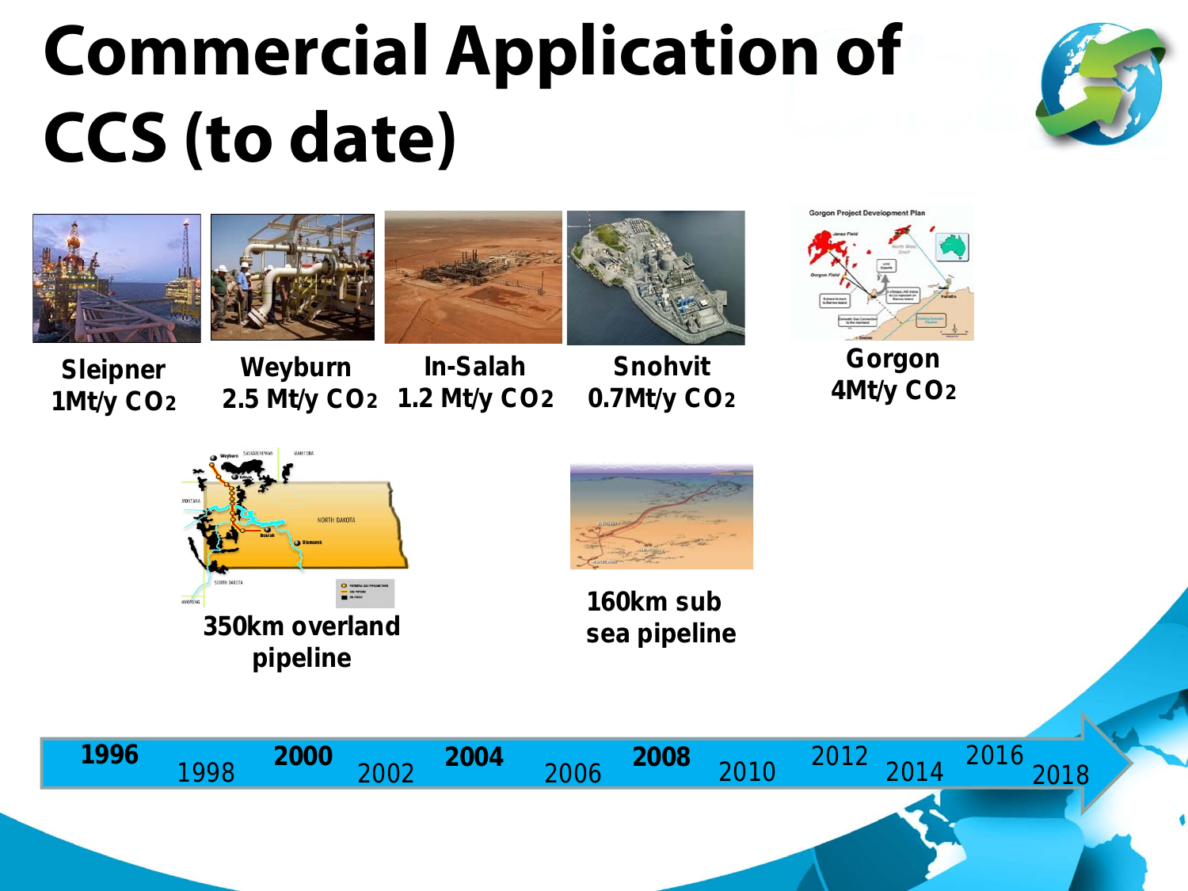# Commercial Application of CCS (to date)

**Sleipner**
**1Mt/y $CO_2$**

**Weyburn**
**2.5 Mt/y $CO_2$**

**In-Salah**
**1.2 Mt/y $CO_2$**

**Snohvit**
**0.7Mt/y $CO_2$**

**Gorgon**
**4Mt/y $CO_2$**

**350km overland pipeline**

**160km sub sea pipeline**

**1996** 1998 **2000** 2002 **2004** 2006 **2008** 2010 2012 2014 2016 2018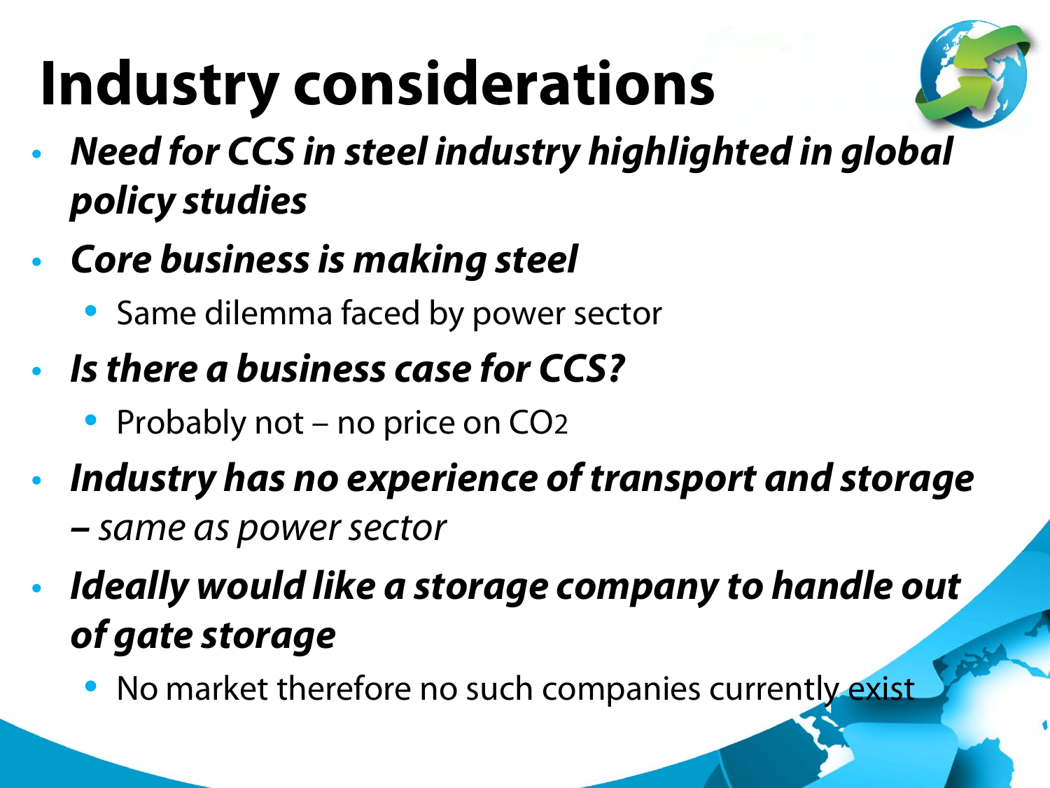# Industry considerations

- ***Need for CCS in steel industry highlighted in global policy studies***
- ***Core business is making steel***
  - Same dilemma faced by power sector
- ***Is there a business case for CCS?***
  - Probably not – no price on $CO_2$
- ***Industry has no experience of transport and storage** – same as power sector*
- ***Ideally would like a storage company to handle out of gate storage***
  - No market therefore no such companies currently exist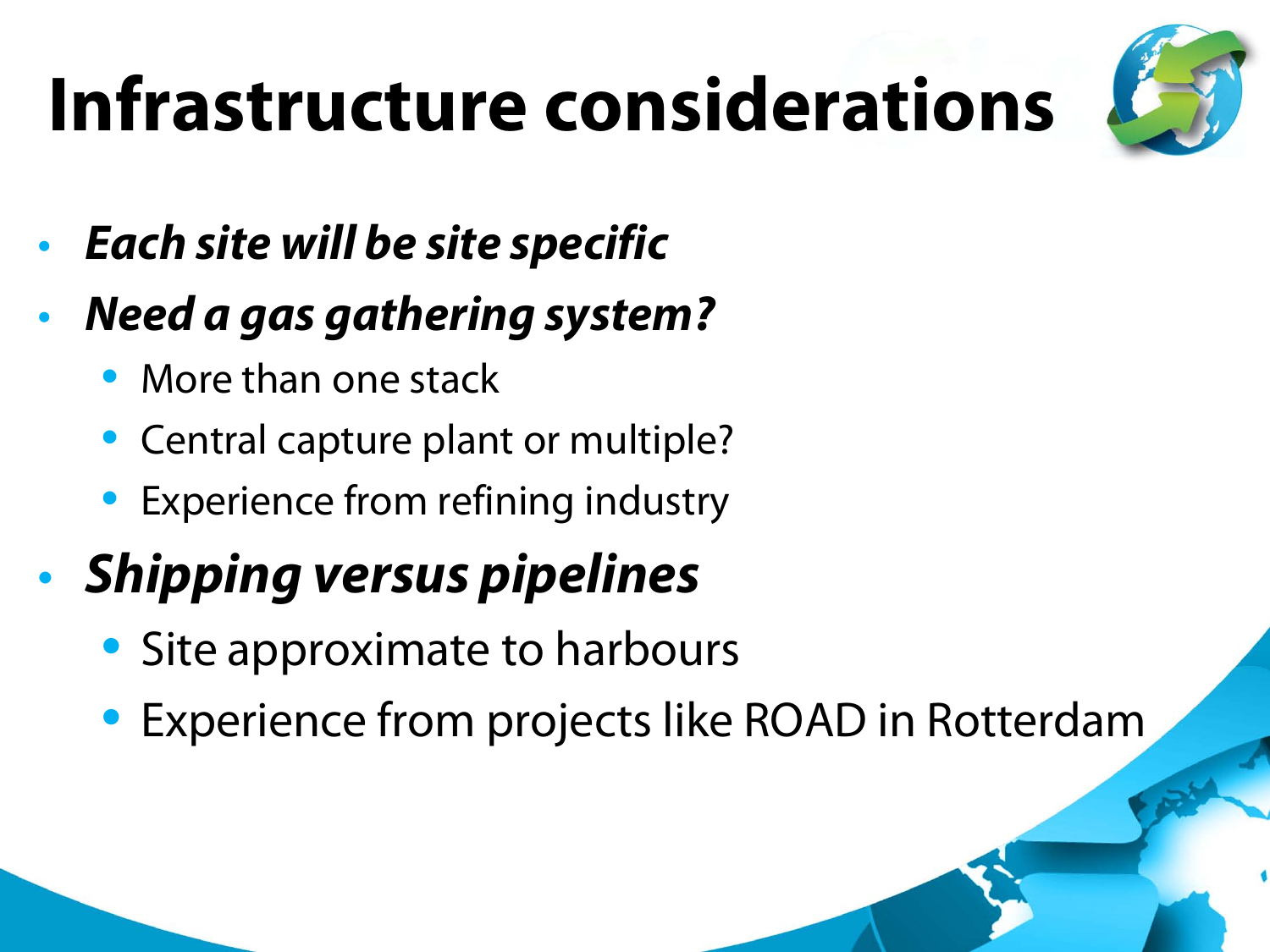# Infrastructure considerations

- ***Each site will be site specific***
- ***Need a gas gathering system?***
  - More than one stack
  - Central capture plant or multiple?
  - Experience from refining industry
- ***Shipping versus pipelines***
  - Site approximate to harbours
  - Experience from projects like ROAD in Rotterdam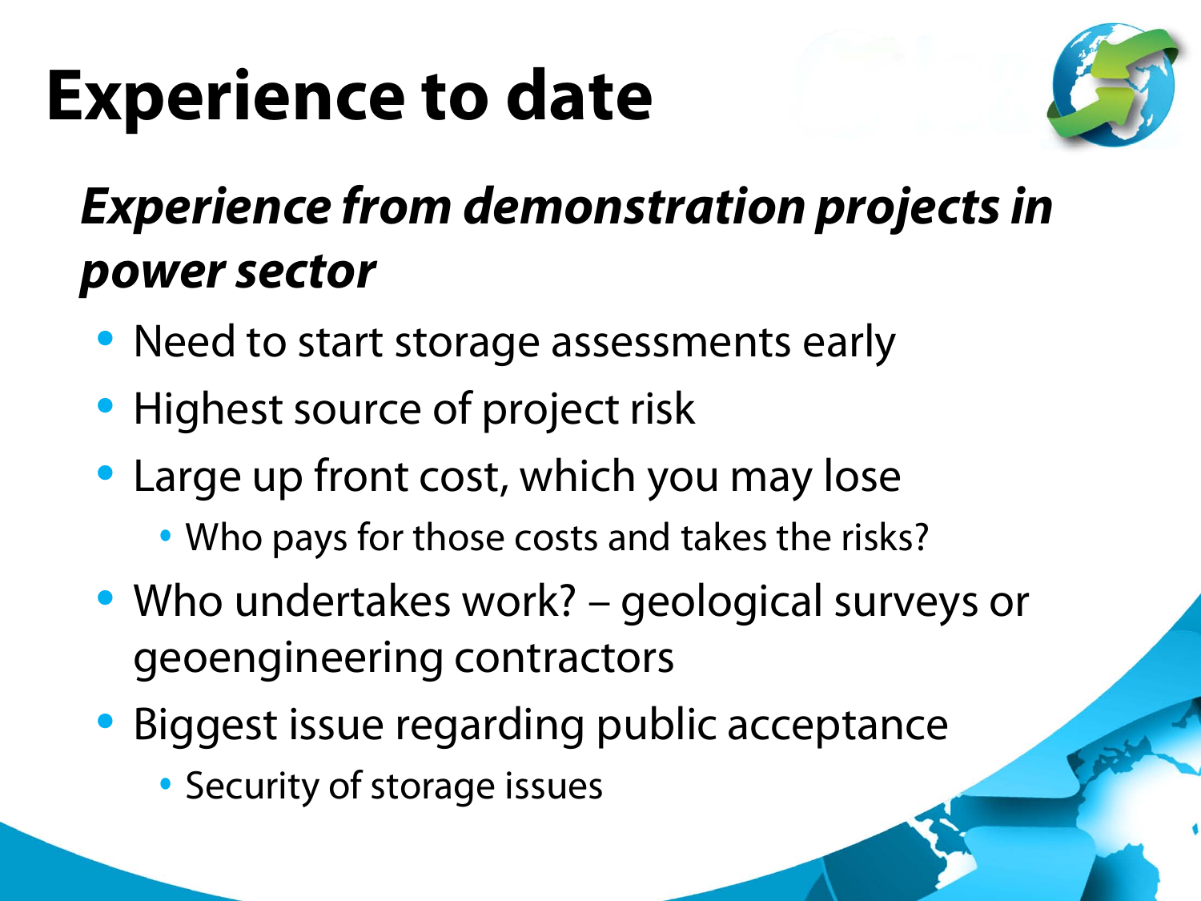# Experience to date

***Experience from demonstration projects in power sector***

- Need to start storage assessments early
- Highest source of project risk
- Large up front cost, which you may lose
  - Who pays for those costs and takes the risks?
- Who undertakes work? – geological surveys or geoengineering contractors
- Biggest issue regarding public acceptance
  - Security of storage issues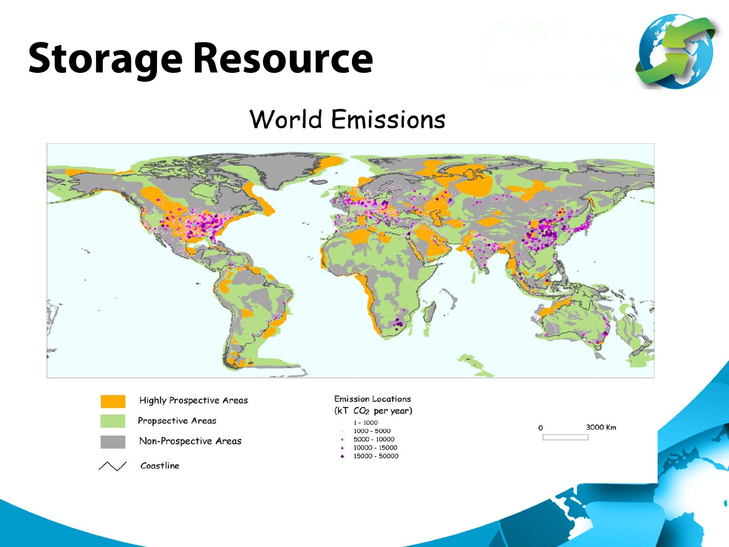# Storage Resource

## World Emissions

Highly Prospective Areas

Propsective Areas

Non-Prospective Areas

Coastline

Emission Locations
(kT $CO_2$ per year)

- 1 - 1000
- 1000 - 5000
- 5000 - 10000
- 10000 - 15000
- 15000 - 50000

0 3000 Km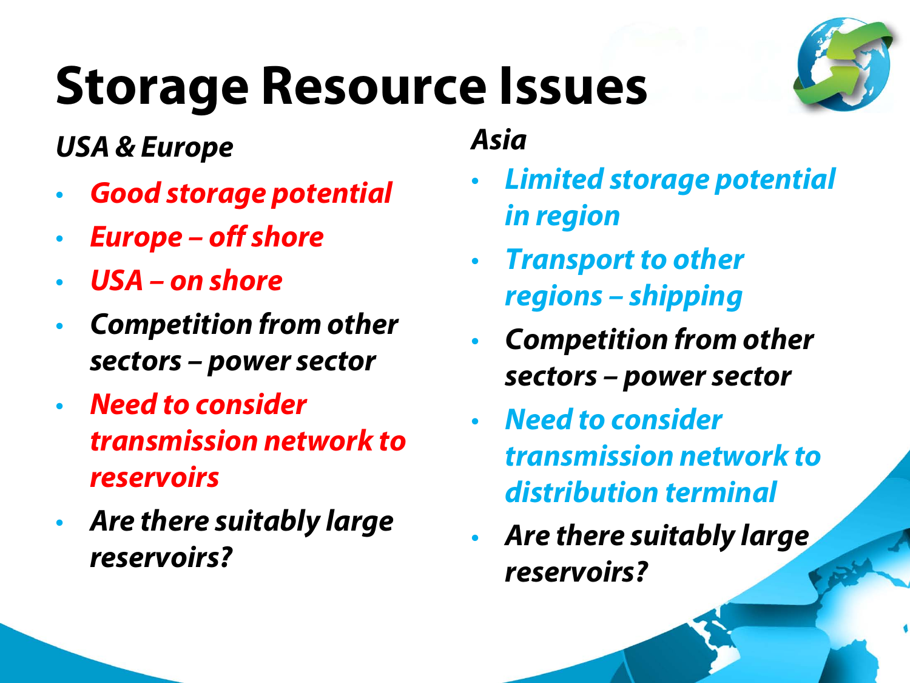# Storage Resource Issues

*USA & Europe*

- ***Good storage potential***
- ***Europe – off shore***
- ***USA – on shore***
- ***Competition from other sectors – power sector***
- ***Need to consider transmission network to reservoirs***
- ***Are there suitably large reservoirs?***

*Asia*

- ***Limited storage potential in region***
- ***Transport to other regions – shipping***
- ***Competition from other sectors – power sector***
- ***Need to consider transmission network to distribution terminal***
- ***Are there suitably large reservoirs?***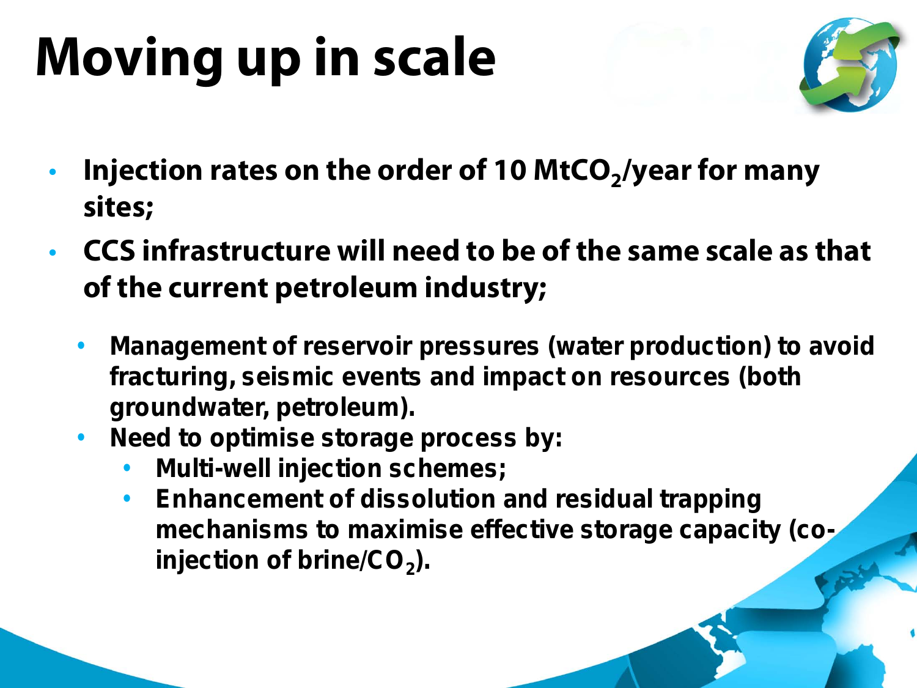# Moving up in scale

- **Injection rates on the order of 10 Mt$CO_2$/year for many sites;**
- **CCS infrastructure will need to be of the same scale as that of the current petroleum industry;**
  - **Management of reservoir pressures (water production) to avoid fracturing, seismic events and impact on resources (both groundwater, petroleum).**
  - **Need to optimise storage process by:**
    - **Multi-well injection schemes;**
    - **Enhancement of dissolution and residual trapping mechanisms to maximise effective storage capacity (co-injection of brine/$CO_2$).**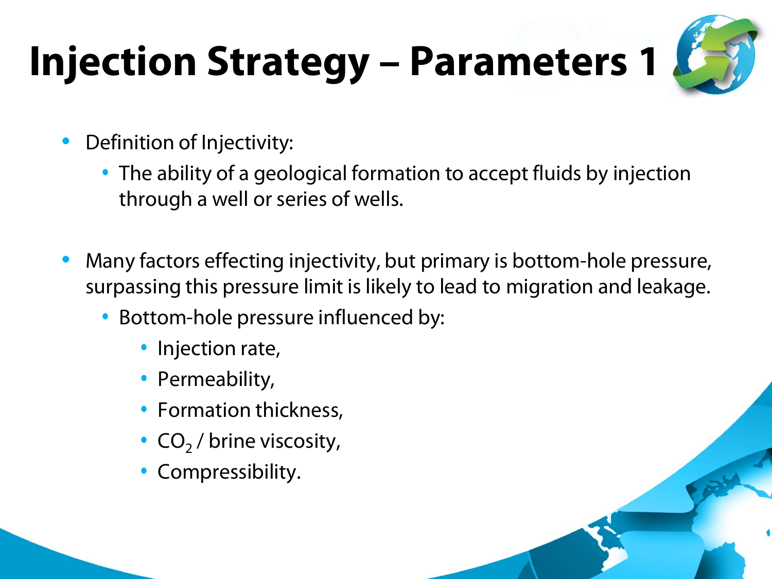# Injection Strategy – Parameters 1

- Definition of Injectivity:
  - The ability of a geological formation to accept fluids by injection through a well or series of wells.

- Many factors effecting injectivity, but primary is bottom-hole pressure, surpassing this pressure limit is likely to lead to migration and leakage.
  - Bottom-hole pressure influenced by:
    - Injection rate,
    - Permeability,
    - Formation thickness,
    - $CO_2$ / brine viscosity,
    - Compressibility.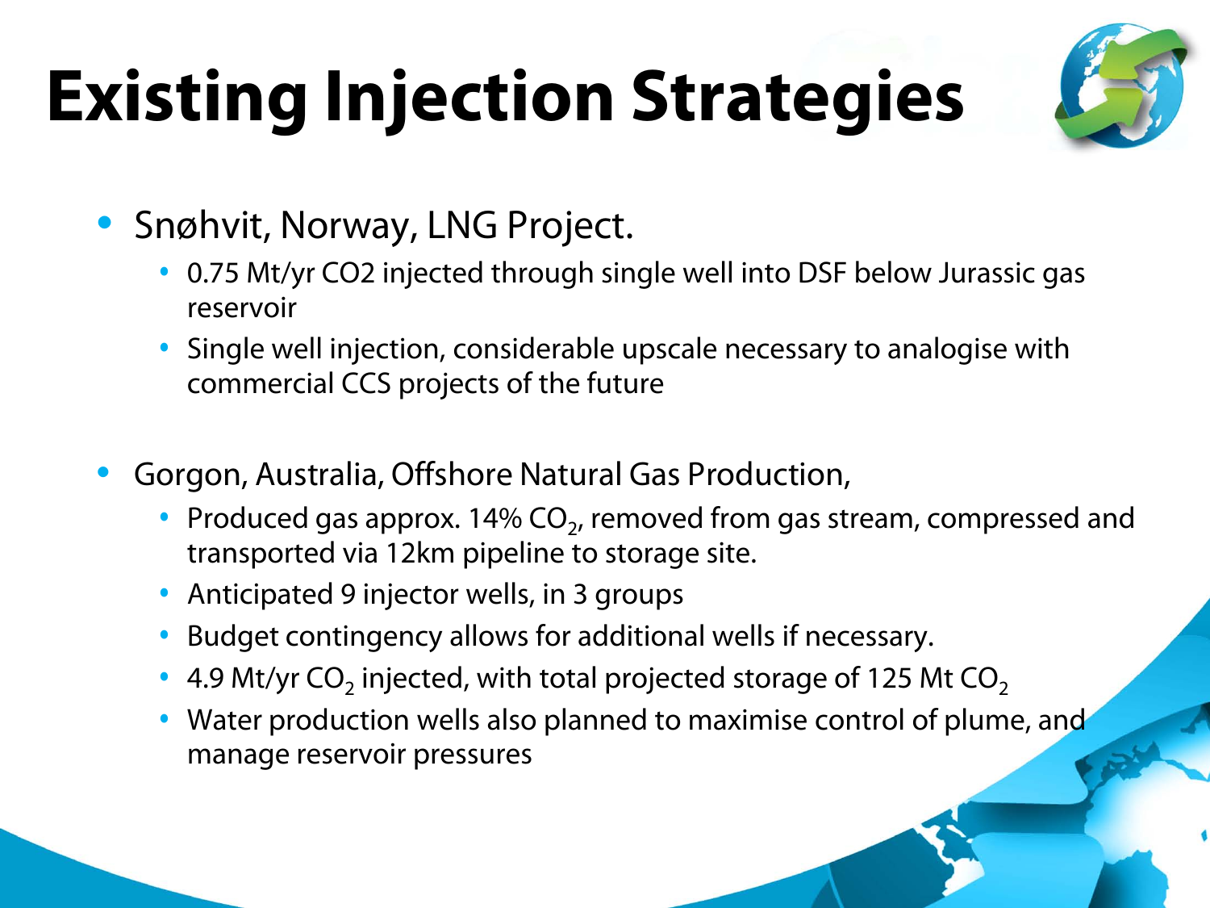# Existing Injection Strategies

- Snøhvit, Norway, LNG Project.
  - 0.75 Mt/yr CO2 injected through single well into DSF below Jurassic gas reservoir
  - Single well injection, considerable upscale necessary to analogise with commercial CCS projects of the future

- Gorgon, Australia, Offshore Natural Gas Production,
  - Produced gas approx. 14% $CO_2$, removed from gas stream, compressed and transported via 12km pipeline to storage site.
  - Anticipated 9 injector wells, in 3 groups
  - Budget contingency allows for additional wells if necessary.
  - 4.9 Mt/yr $CO_2$ injected, with total projected storage of 125 Mt $CO_2$
  - Water production wells also planned to maximise control of plume, and manage reservoir pressures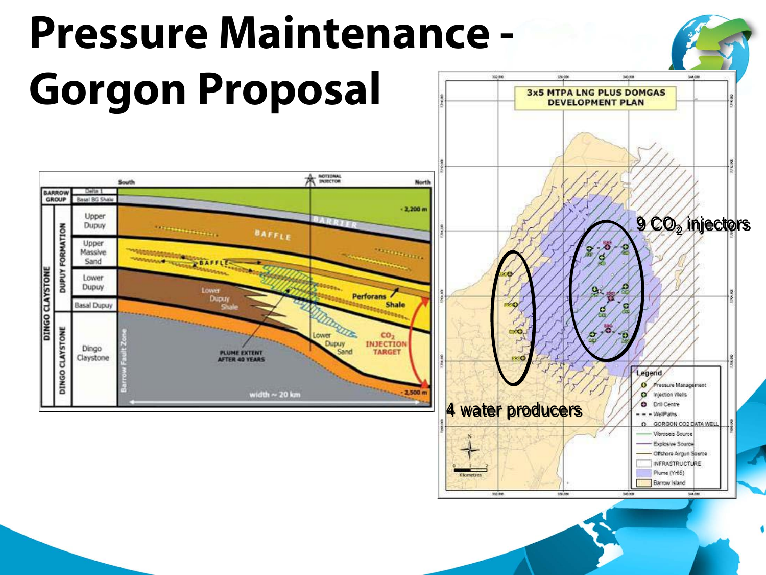# Pressure Maintenance - Gorgon Proposal

9 $CO_2$ injectors

4 water producers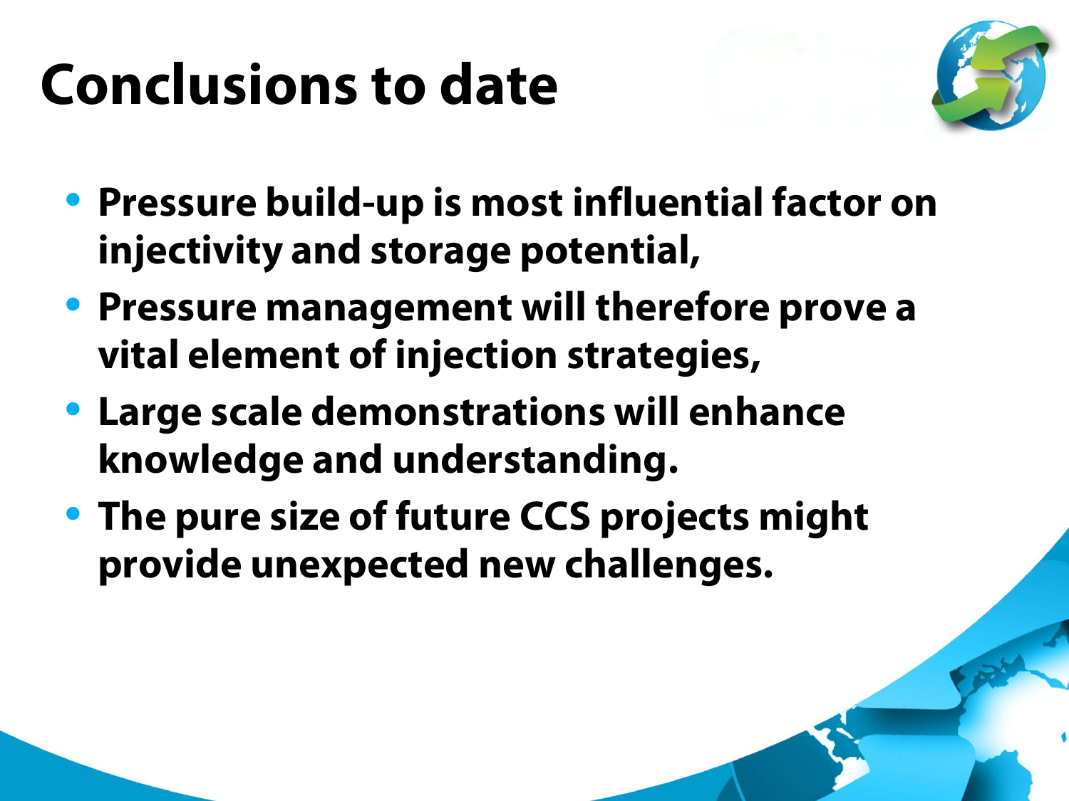# Conclusions to date

- **Pressure build-up is most influential factor on injectivity and storage potential,**
- **Pressure management will therefore prove a vital element of injection strategies,**
- **Large scale demonstrations will enhance knowledge and understanding.**
- **The pure size of future CCS projects might provide unexpected new challenges.**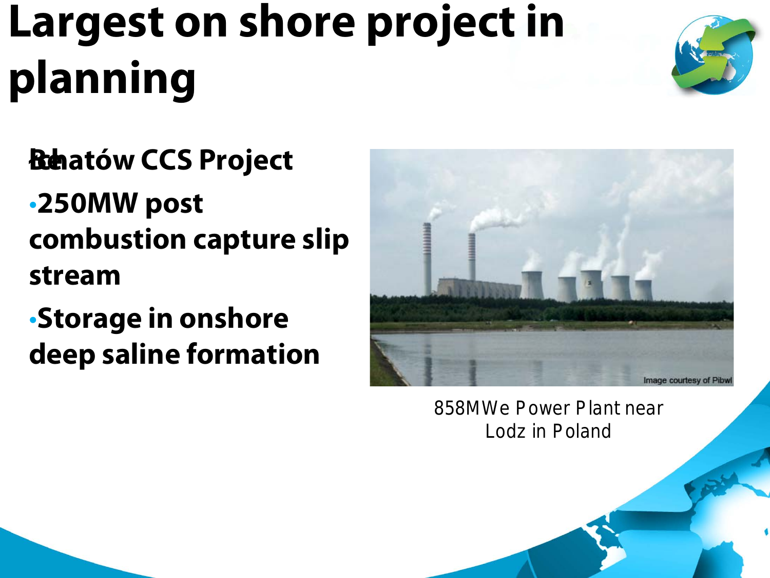# Largest on shore project in planning

- **Bełchatów CCS Project**
- **250MW post combustion capture slip stream**
- **Storage in onshore deep saline formation**

Image courtesy of Pibwl

858MWe Power Plant near Lodz in Poland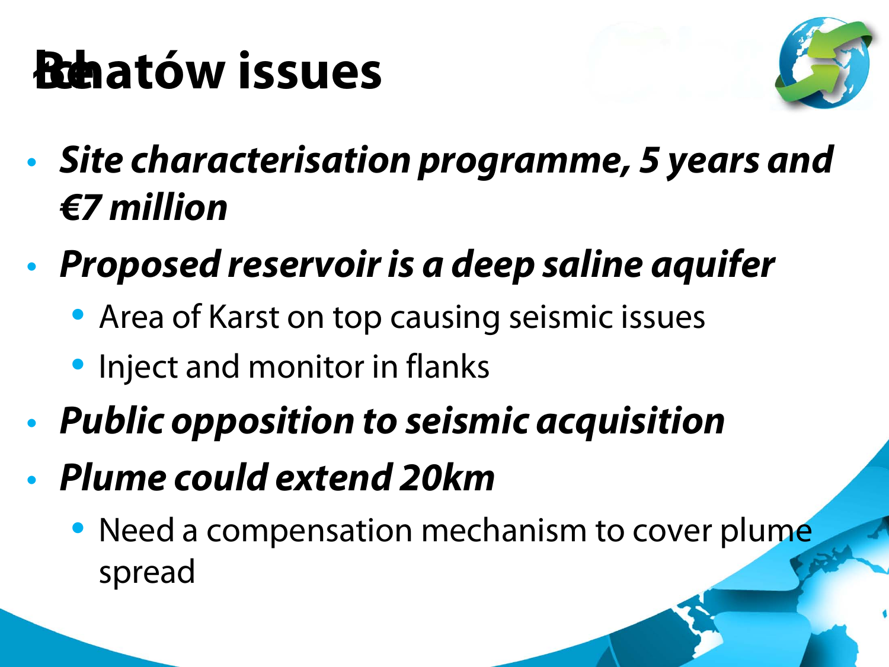# Bełchatów issues

- ***Site characterisation programme, 5 years and €7 million***
- ***Proposed reservoir is a deep saline aquifer***
  - Area of Karst on top causing seismic issues
  - Inject and monitor in flanks
- ***Public opposition to seismic acquisition***
- ***Plume could extend 20km***
  - Need a compensation mechanism to cover plume spread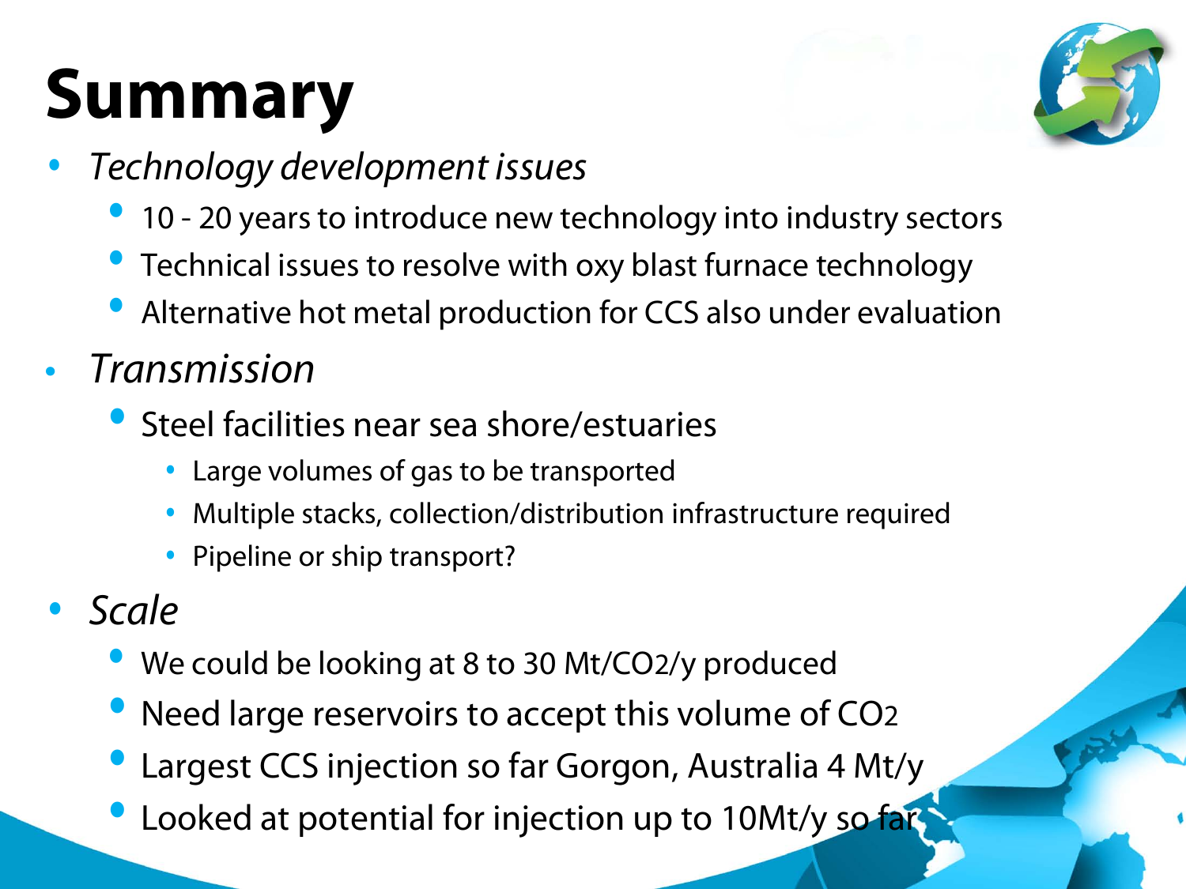# Summary

- *Technology development issues*
  - 10 - 20 years to introduce new technology into industry sectors
  - Technical issues to resolve with oxy blast furnace technology
  - Alternative hot metal production for CCS also under evaluation
- *Transmission*
  - Steel facilities near sea shore/estuaries
    - Large volumes of gas to be transported
    - Multiple stacks, collection/distribution infrastructure required
    - Pipeline or ship transport?
- *Scale*
  - We could be looking at 8 to 30 Mt/$CO_2$/y produced
  - Need large reservoirs to accept this volume of $CO_2$
  - Largest CCS injection so far Gorgon, Australia 4 Mt/y
  - Looked at potential for injection up to 10Mt/y so far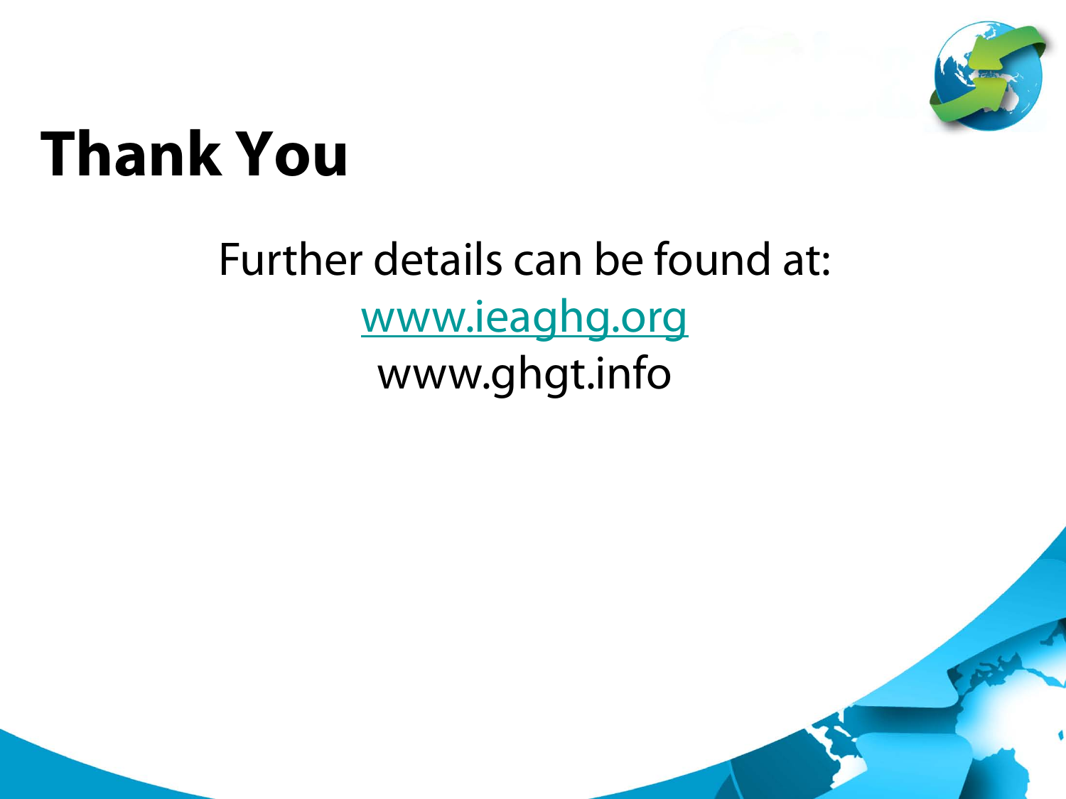# Thank You

Further details can be found at:

www.ieaghg.org

www.ghgt.info